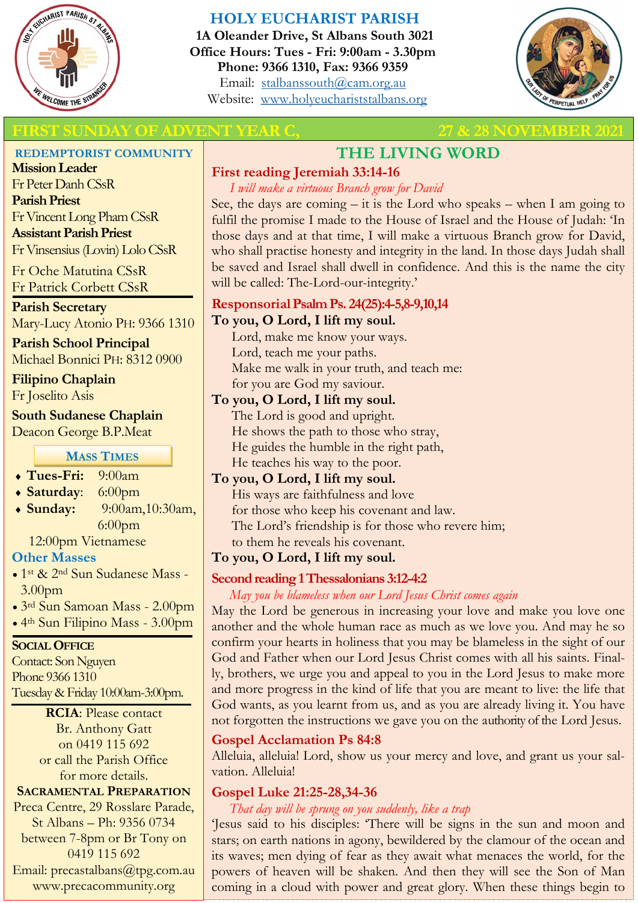# HOLY EUCHARIST PARISH

**1A Oleander Drive, St Albans South 3021**
**Office Hours: Tues - Fri: 9:00am - 3.30pm**
**Phone: 9366 1310, Fax: 9366 9359**
Email: stalbanssouth@cam.org.au
Website: www.holyeuchariststalbans.org

## FIRST SUNDAY OF ADVENT YEAR C, 27 & 28 NOVEMBER 2021

### REDEMPTORIST COMMUNITY

**Mission Leader**
Fr Peter Danh CSsR
**Parish Priest**
Fr Vincent Long Pham CSsR
**Assistant Parish Priest**
Fr Vinsensius (Lovin) Lolo CSsR
Fr Oche Matutina CSsR
Fr Patrick Corbett CSsR

**Parish Secretary**
Mary-Lucy Atonio PH: 9366 1310

**Parish School Principal**
Michael Bonnici PH: 8312 0900

**Filipino Chaplain**
Fr Joselito Asis

**South Sudanese Chaplain**
Deacon George B.P.Meat

### MASS TIMES

- **Tues-Fri:** 9:00am
- **Saturday**: 6:00pm
- **Sunday:** 9:00am,10:30am, 6:00pm

12:00pm Vietnamese

### Other Masses

- 1st & 2nd Sun Sudanese Mass - 3.00pm
- 3rd Sun Samoan Mass - 2.00pm
- 4th Sun Filipino Mass - 3.00pm

### SOCIAL OFFICE

Contact: Son Nguyen
Phone 9366 1310
Tuesday & Friday 10:00am-3:00pm.

**RCIA**: Please contact Br. Anthony Gatt on 0419 115 692 or call the Parish Office for more details.

### SACRAMENTAL PREPARATION

Preca Centre, 29 Rosslare Parade, St Albans – Ph: 9356 0734 between 7-8pm or Br Tony on 0419 115 692
Email: precastalbans@tpg.com.au
www.precacommunity.org

## THE LIVING WORD

### First reading Jeremiah 33:14-16

*I will make a virtuous Branch grow for David*

See, the days are coming – it is the Lord who speaks – when I am going to fulfil the promise I made to the House of Israel and the House of Judah: 'In those days and at that time, I will make a virtuous Branch grow for David, who shall practise honesty and integrity in the land. In those days Judah shall be saved and Israel shall dwell in confidence. And this is the name the city will be called: The-Lord-our-integrity.'

### Responsorial Psalm Ps. 24(25):4-5,8-9,10,14

**To you, O Lord, I lift my soul.**

Lord, make me know your ways.
Lord, teach me your paths.
Make me walk in your truth, and teach me:
for you are God my saviour.

**To you, O Lord, I lift my soul.**

The Lord is good and upright.
He shows the path to those who stray,
He guides the humble in the right path,
He teaches his way to the poor.

**To you, O Lord, I lift my soul.**

His ways are faithfulness and love
for those who keep his covenant and law.
The Lord's friendship is for those who revere him;
to them he reveals his covenant.

**To you, O Lord, I lift my soul.**

### Second reading 1 Thessalonians 3:12-4:2

*May you be blameless when our Lord Jesus Christ comes again*

May the Lord be generous in increasing your love and make you love one another and the whole human race as much as we love you. And may he so confirm your hearts in holiness that you may be blameless in the sight of our God and Father when our Lord Jesus Christ comes with all his saints. Finally, brothers, we urge you and appeal to you in the Lord Jesus to make more and more progress in the kind of life that you are meant to live: the life that God wants, as you learnt from us, and as you are already living it. You have not forgotten the instructions we gave you on the authority of the Lord Jesus.

### Gospel Acclamation Ps 84:8

Alleluia, alleluia! Lord, show us your mercy and love, and grant us your salvation. Alleluia!

### Gospel Luke 21:25-28,34-36

*That day will be sprung on you suddenly, like a trap*

'Jesus said to his disciples: 'There will be signs in the sun and moon and stars; on earth nations in agony, bewildered by the clamour of the ocean and its waves; men dying of fear as they await what menaces the world, for the powers of heaven will be shaken. And then they will see the Son of Man coming in a cloud with power and great glory. When these things begin to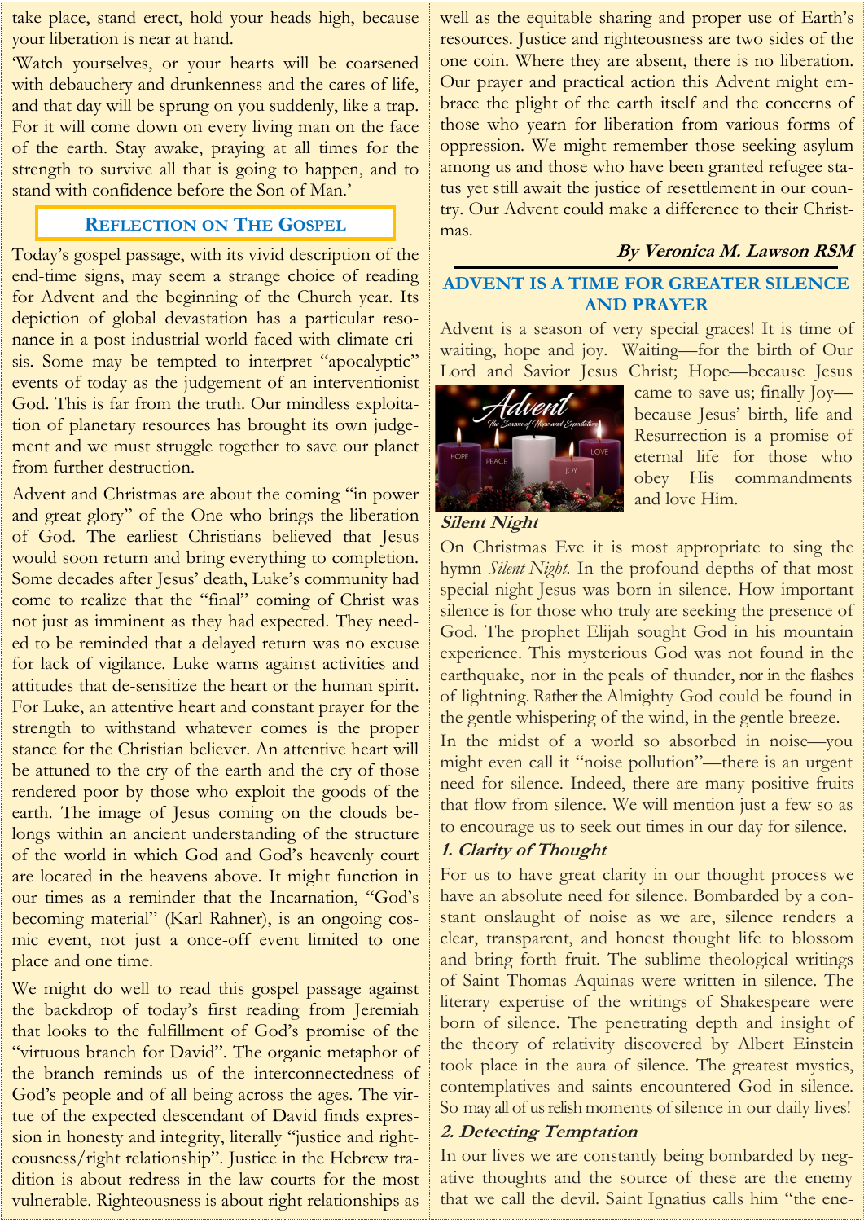take place, stand erect, hold your heads high, because your liberation is near at hand.

'Watch yourselves, or your hearts will be coarsened with debauchery and drunkenness and the cares of life, and that day will be sprung on you suddenly, like a trap. For it will come down on every living man on the face of the earth. Stay awake, praying at all times for the strength to survive all that is going to happen, and to stand with confidence before the Son of Man.'

## Reflection on The Gospel

Today's gospel passage, with its vivid description of the end-time signs, may seem a strange choice of reading for Advent and the beginning of the Church year. Its depiction of global devastation has a particular resonance in a post-industrial world faced with climate crisis. Some may be tempted to interpret "apocalyptic" events of today as the judgement of an interventionist God. This is far from the truth. Our mindless exploitation of planetary resources has brought its own judgement and we must struggle together to save our planet from further destruction.

Advent and Christmas are about the coming "in power and great glory" of the One who brings the liberation of God. The earliest Christians believed that Jesus would soon return and bring everything to completion. Some decades after Jesus' death, Luke's community had come to realize that the "final" coming of Christ was not just as imminent as they had expected. They needed to be reminded that a delayed return was no excuse for lack of vigilance. Luke warns against activities and attitudes that de-sensitize the heart or the human spirit. For Luke, an attentive heart and constant prayer for the strength to withstand whatever comes is the proper stance for the Christian believer. An attentive heart will be attuned to the cry of the earth and the cry of those rendered poor by those who exploit the goods of the earth. The image of Jesus coming on the clouds belongs within an ancient understanding of the structure of the world in which God and God's heavenly court are located in the heavens above. It might function in our times as a reminder that the Incarnation, "God's becoming material" (Karl Rahner), is an ongoing cosmic event, not just a once-off event limited to one place and one time.

We might do well to read this gospel passage against the backdrop of today's first reading from Jeremiah that looks to the fulfillment of God's promise of the "virtuous branch for David". The organic metaphor of the branch reminds us of the interconnectedness of God's people and of all being across the ages. The virtue of the expected descendant of David finds expression in honesty and integrity, literally "justice and righteousness/right relationship". Justice in the Hebrew tradition is about redress in the law courts for the most vulnerable. Righteousness is about right relationships as well as the equitable sharing and proper use of Earth's resources. Justice and righteousness are two sides of the one coin. Where they are absent, there is no liberation. Our prayer and practical action this Advent might embrace the plight of the earth itself and the concerns of those who yearn for liberation from various forms of oppression. We might remember those seeking asylum among us and those who have been granted refugee status yet still await the justice of resettlement in our country. Our Advent could make a difference to their Christmas.

***By Veronica M. Lawson RSM***

## ADVENT IS A TIME FOR GREATER SILENCE AND PRAYER

Advent is a season of very special graces! It is time of waiting, hope and joy. Waiting—for the birth of Our Lord and Savior Jesus Christ; Hope—because Jesus came to save us; finally Joy—because Jesus' birth, life and Resurrection is a promise of eternal life for those who obey His commandments and love Him.

### *Silent Night*

On Christmas Eve it is most appropriate to sing the hymn *Silent Night.* In the profound depths of that most special night Jesus was born in silence. How important silence is for those who truly are seeking the presence of God. The prophet Elijah sought God in his mountain experience. This mysterious God was not found in the earthquake, nor in the peals of thunder, nor in the flashes of lightning. Rather the Almighty God could be found in the gentle whispering of the wind, in the gentle breeze.

In the midst of a world so absorbed in noise—you might even call it "noise pollution"—there is an urgent need for silence. Indeed, there are many positive fruits that flow from silence. We will mention just a few so as to encourage us to seek out times in our day for silence.

### *1. Clarity of Thought*

For us to have great clarity in our thought process we have an absolute need for silence. Bombarded by a constant onslaught of noise as we are, silence renders a clear, transparent, and honest thought life to blossom and bring forth fruit. The sublime theological writings of Saint Thomas Aquinas were written in silence. The literary expertise of the writings of Shakespeare were born of silence. The penetrating depth and insight of the theory of relativity discovered by Albert Einstein took place in the aura of silence. The greatest mystics, contemplatives and saints encountered God in silence. So may all of us relish moments of silence in our daily lives!

### *2. Detecting Temptation*

In our lives we are constantly being bombarded by negative thoughts and the source of these are the enemy that we call the devil. Saint Ignatius calls him "the ene-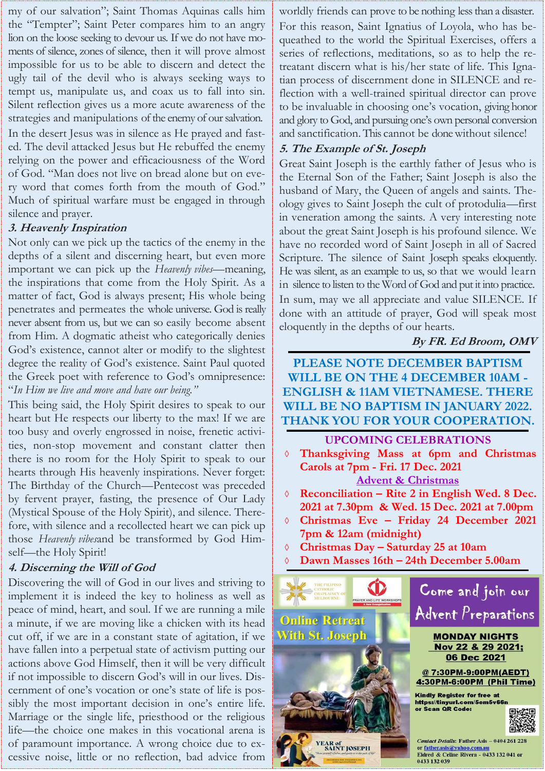my of our salvation"; Saint Thomas Aquinas calls him the "Tempter"; Saint Peter compares him to an angry lion on the loose seeking to devour us. If we do not have moments of silence, zones of silence, then it will prove almost impossible for us to be able to discern and detect the ugly tail of the devil who is always seeking ways to tempt us, manipulate us, and coax us to fall into sin. Silent reflection gives us a more acute awareness of the strategies and manipulations of the enemy of our salvation.

In the desert Jesus was in silence as He prayed and fasted. The devil attacked Jesus but He rebuffed the enemy relying on the power and efficaciousness of the Word of God. "Man does not live on bread alone but on every word that comes forth from the mouth of God." Much of spiritual warfare must be engaged in through silence and prayer.

### *3. Heavenly Inspiration*

Not only can we pick up the tactics of the enemy in the depths of a silent and discerning heart, but even more important we can pick up the *Heavenly vibes*—meaning, the inspirations that come from the Holy Spirit. As a matter of fact, God is always present; His whole being penetrates and permeates the whole universe. God is really never absent from us, but we can so easily become absent from Him. A dogmatic atheist who categorically denies God's existence, cannot alter or modify to the slightest degree the reality of God's existence. Saint Paul quoted the Greek poet with reference to God's omnipresence: "*In Him we live and move and have our being.*"

This being said, the Holy Spirit desires to speak to our heart but He respects our liberty to the max! If we are too busy and overly engrossed in noise, frenetic activities, non-stop movement and constant clatter then there is no room for the Holy Spirit to speak to our hearts through His heavenly inspirations. Never forget: The Birthday of the Church—Pentecost was preceded by fervent prayer, fasting, the presence of Our Lady (Mystical Spouse of the Holy Spirit), and silence. Therefore, with silence and a recollected heart we can pick up those *Heavenly vibes*and be transformed by God Himself—the Holy Spirit!

### *4. Discerning the Will of God*

Discovering the will of God in our lives and striving to implement it is indeed the key to holiness as well as peace of mind, heart, and soul. If we are running a mile a minute, if we are moving like a chicken with its head cut off, if we are in a constant state of agitation, if we have fallen into a perpetual state of activism putting our actions above God Himself, then it will be very difficult if not impossible to discern God's will in our lives. Discernment of one's vocation or one's state of life is possibly the most important decision in one's entire life. Marriage or the single life, priesthood or the religious life—the choice one makes in this vocational arena is of paramount importance. A wrong choice due to excessive noise, little or no reflection, bad advice from worldly friends can prove to be nothing less than a disaster.

For this reason, Saint Ignatius of Loyola, who has bequeathed to the world the Spiritual Exercises, offers a series of reflections, meditations, so as to help the retreatant discern what is his/her state of life. This Ignatian process of discernment done in SILENCE and reflection with a well-trained spiritual director can prove to be invaluable in choosing one's vocation, giving honor and glory to God, and pursuing one's own personal conversion and sanctification. This cannot be done without silence!

### *5. The Example of St. Joseph*

Great Saint Joseph is the earthly father of Jesus who is the Eternal Son of the Father; Saint Joseph is also the husband of Mary, the Queen of angels and saints. Theology gives to Saint Joseph the cult of protodulia—first in veneration among the saints. A very interesting note about the great Saint Joseph is his profound silence. We have no recorded word of Saint Joseph in all of Sacred Scripture. The silence of Saint Joseph speaks eloquently. He was silent, as an example to us, so that we would learn in silence to listen to the Word of God and put it into practice.

In sum, may we all appreciate and value SILENCE. If done with an attitude of prayer, God will speak most eloquently in the depths of our hearts.

***By FR. Ed Broom, OMV***

**PLEASE NOTE DECEMBER BAPTISM WILL BE ON THE 4 DECEMBER 10AM - ENGLISH & 11AM VIETNAMESE. THERE WILL BE NO BAPTISM IN JANUARY 2022. THANK YOU FOR YOUR COOPERATION.**

**UPCOMING CELEBRATIONS**

- **Thanksgiving Mass at 6pm and Christmas Carols at 7pm - Fri. 17 Dec. 2021**

**Advent & Christmas**

- **Reconciliation – Rite 2 in English Wed. 8 Dec. 2021 at 7.30pm & Wed. 15 Dec. 2021 at 7.00pm**
- **Christmas Eve – Friday 24 December 2021 7pm & 12am (midnight)**
- **Christmas Day – Saturday 25 at 10am**
- **Dawn Masses 16th – 24th December 5.00am**

THE FILIPINO CATHOLIC CHAPLAINCY OF MELBOURNE

PRAYER AND LIFE WORKSHOPS

**Online Retreat With St. Joseph**

**Come and join our Advent Preparations**

**MONDAY NIGHTS**
**Nov 22 & 29 2021;**
**06 Dec 2021**

**@ 7:30PM-9:00PM(AEDT)**
**4:30PM-6:00PM (Phil Time)**

Kindly Register for free at https://tinyurl.com/5em5v66n or Scan QR Code:

*Contact Details:* Father Asis – 0404 261 228 or fatherasis@yahoo.com.au
Eldred & Celine Rivera - 0433 132 041 or 0433 132 039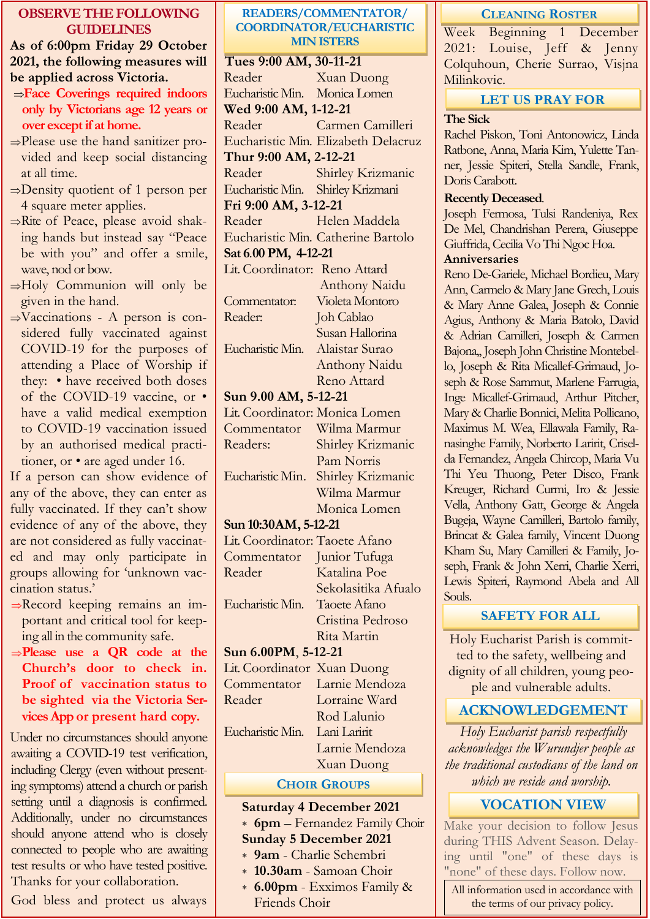## OBSERVE THE FOLLOWING GUIDELINES

**As of 6:00pm Friday 29 October 2021, the following measures will be applied across Victoria.**

- ⇒**Face Coverings required indoors only by Victorians age 12 years or over except if at home.**
- ⇒Please use the hand sanitizer provided and keep social distancing at all time.
- ⇒Density quotient of 1 person per 4 square meter applies.
- ⇒Rite of Peace, please avoid shaking hands but instead say "Peace be with you" and offer a smile, wave, nod or bow.
- ⇒Holy Communion will only be given in the hand.
- ⇒Vaccinations - A person is considered fully vaccinated against COVID-19 for the purposes of attending a Place of Worship if they: • have received both doses of the COVID-19 vaccine, or • have a valid medical exemption to COVID-19 vaccination issued by an authorised medical practitioner, or • are aged under 16.

If a person can show evidence of any of the above, they can enter as fully vaccinated. If they can't show evidence of any of the above, they are not considered as fully vaccinated and may only participate in groups allowing for 'unknown vaccination status.'

- ⇒Record keeping remains an important and critical tool for keeping all in the community safe.
- ⇒**Please use a QR code at the Church's door to check in. Proof of vaccination status to be sighted via the Victoria Services App or present hard copy.**

Under no circumstances should anyone awaiting a COVID-19 test verification, including Clergy (even without presenting symptoms) attend a church or parish setting until a diagnosis is confirmed. Additionally, under no circumstances should anyone attend who is closely connected to people who are awaiting test results or who have tested positive. Thanks for your collaboration.

God bless and protect us always

## READERS/COMMENTATOR/ COORDINATOR/EUCHARISTIC MIN ISTERS

**Tues 9:00 AM, 30-11-21**
Reader — Xuan Duong
Eucharistic Min. — Monica Lomen

**Wed 9:00 AM, 1-12-21**
Reader — Carmen Camilleri
Eucharistic Min. — Elizabeth Delacruz

**Thur 9:00 AM, 2-12-21**
Reader — Shirley Krizmanic
Eucharistic Min. — Shirley Krizmani

**Fri 9:00 AM, 3-12-21**
Reader — Helen Maddela
Eucharistic Min. — Catherine Bartolo

**Sat 6.00 PM, 4-12-21**
Lit. Coordinator: — Reno Attard, Anthony Naidu
Commentator: — Violeta Montoro
Reader: — Joh Cablao, Susan Hallorina
Eucharistic Min. — Alaistar Surao, Anthony Naidu, Reno Attard

**Sun 9.00 AM, 5-12-21**
Lit. Coordinator: — Monica Lomen
Commentator — Wilma Marmur
Readers: — Shirley Krizmanic, Pam Norris
Eucharistic Min. — Shirley Krizmanic, Wilma Marmur, Monica Lomen

**Sun 10:30AM, 5-12-21**
Lit. Coordinator: — Taoete Afano
Commentator — Junior Tufuga
Reader — Katalina Poe, Sekolasitika Afualo
Eucharistic Min. — Taoete Afano, Cristina Pedroso, Rita Martin

**Sun 6.00PM, 5-12-21**
Lit. Coordinator — Xuan Duong
Commentator — Larnie Mendoza
Reader — Lorraine Ward, Rod Lalunio
Eucharistic Min. — Lani Laririt, Larnie Mendoza, Xuan Duong

## CHOIR GROUPS

**Saturday 4 December 2021**
- **6pm** – Fernandez Family Choir

**Sunday 5 December 2021**
- **9am** - Charlie Schembri
- **10.30am** - Samoan Choir
- **6.00pm** - Exximos Family & Friends Choir

## CLEANING ROSTER

Week Beginning 1 December 2021: Louise, Jeff & Jenny Colquhoun, Cherie Surrao, Visjna Milinkovic.

## LET US PRAY FOR

**The Sick**
Rachel Piskon, Toni Antonowicz, Linda Ratbone, Anna, Maria Kim, Yulette Tanner, Jessie Spiteri, Stella Sandle, Frank, Doris Carabott.

**Recently Deceased**.
Joseph Fermosa, Tulsi Randeniya, Rex De Mel, Chandrishan Perera, Giuseppe Giuffrida, Cecilia Vo Thi Ngoc Hoa.

**Anniversaries**
Reno De-Gariele, Michael Bordieu, Mary Ann, Carmelo & Mary Jane Grech, Louis & Mary Anne Galea, Joseph & Connie Agius, Anthony & Maria Batolo, David & Adrian Camilleri, Joseph & Carmen Bajona,, Joseph John Christine Montebello, Joseph & Rita Micallef-Grimaud, Joseph & Rose Sammut, Marlene Farrugia, Inge Micallef-Grimaud, Arthur Pitcher, Mary & Charlie Bonnici, Melita Pollicano, Maximus M. Wea, Ellawala Family, Ranasinghe Family, Norberto Laririt, Criselda Fernandez, Angela Chircop, Maria Vu Thi Yeu Thuong, Peter Disco, Frank Kreuger, Richard Curmi, Iro & Jessie Vella, Anthony Gatt, George & Angela Bugeja, Wayne Camilleri, Bartolo family, Brincat & Galea family, Vincent Duong Kham Su, Mary Camilleri & Family, Joseph, Frank & John Xerri, Charlie Xerri, Lewis Spiteri, Raymond Abela and All Souls.

## SAFETY FOR ALL

Holy Eucharist Parish is committed to the safety, wellbeing and dignity of all children, young people and vulnerable adults.

## ACKNOWLEDGEMENT

*Holy Eucharist parish respectfully acknowledges the Wurundjer people as the traditional custodians of the land on which we reside and worship.*

## VOCATION VIEW

Make your decision to follow Jesus during THIS Advent Season. Delaying until "one" of these days is "none" of these days. Follow now.

All information used in accordance with the terms of our privacy policy.